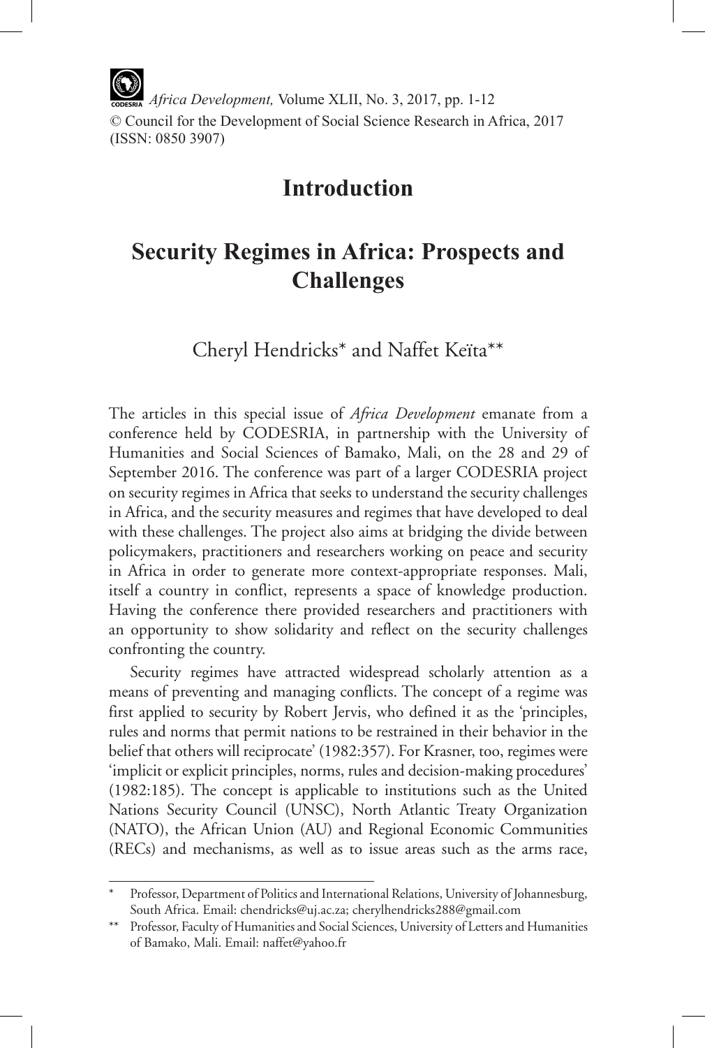# Introduction

## Security Regimes in Africa: Prospects and Challenges

Cheryl Hendricks* and Naffet Keïta**

The articles in this special issue of *Africa Development* emanate from a conference held by CODESRIA, in partnership with the University of Humanities and Social Sciences of Bamako, Mali, on the 28 and 29 of September 2016. The conference was part of a larger CODESRIA project on security regimes in Africa that seeks to understand the security challenges in Africa, and the security measures and regimes that have developed to deal with these challenges. The project also aims at bridging the divide between policymakers, practitioners and researchers working on peace and security in Africa in order to generate more context-appropriate responses. Mali, itself a country in conflict, represents a space of knowledge production. Having the conference there provided researchers and practitioners with an opportunity to show solidarity and reflect on the security challenges confronting the country.

Security regimes have attracted widespread scholarly attention as a means of preventing and managing conflicts. The concept of a regime was first applied to security by Robert Jervis, who defined it as the 'principles, rules and norms that permit nations to be restrained in their behavior in the belief that others will reciprocate' (1982:357). For Krasner, too, regimes were 'implicit or explicit principles, norms, rules and decision-making procedures' (1982:185). The concept is applicable to institutions such as the United Nations Security Council (UNSC), North Atlantic Treaty Organization (NATO), the African Union (AU) and Regional Economic Communities (RECs) and mechanisms, as well as to issue areas such as the arms race,

---

\* Professor, Department of Politics and International Relations, University of Johannesburg, South Africa. Email: chendricks@uj.ac.za; cherylhendricks288@gmail.com

\** Professor, Faculty of Humanities and Social Sciences, University of Letters and Humanities of Bamako, Mali. Email: naffet@yahoo.fr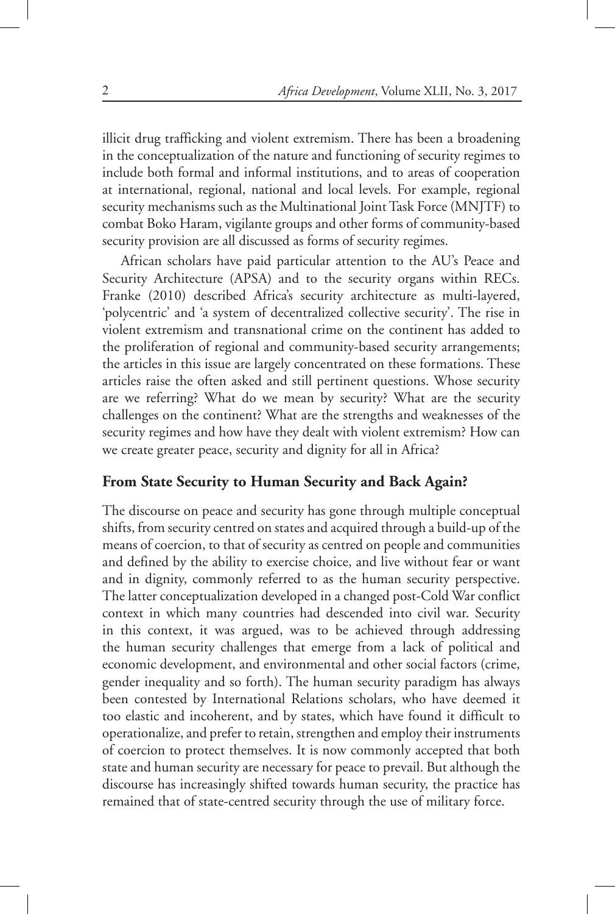illicit drug trafficking and violent extremism. There has been a broadening in the conceptualization of the nature and functioning of security regimes to include both formal and informal institutions, and to areas of cooperation at international, regional, national and local levels. For example, regional security mechanisms such as the Multinational Joint Task Force (MNJTF) to combat Boko Haram, vigilante groups and other forms of community-based security provision are all discussed as forms of security regimes.

African scholars have paid particular attention to the AU's Peace and Security Architecture (APSA) and to the security organs within RECs. Franke (2010) described Africa's security architecture as multi-layered, 'polycentric' and 'a system of decentralized collective security'. The rise in violent extremism and transnational crime on the continent has added to the proliferation of regional and community-based security arrangements; the articles in this issue are largely concentrated on these formations. These articles raise the often asked and still pertinent questions. Whose security are we referring? What do we mean by security? What are the security challenges on the continent? What are the strengths and weaknesses of the security regimes and how have they dealt with violent extremism? How can we create greater peace, security and dignity for all in Africa?

## From State Security to Human Security and Back Again?

The discourse on peace and security has gone through multiple conceptual shifts, from security centred on states and acquired through a build-up of the means of coercion, to that of security as centred on people and communities and defined by the ability to exercise choice, and live without fear or want and in dignity, commonly referred to as the human security perspective. The latter conceptualization developed in a changed post-Cold War conflict context in which many countries had descended into civil war. Security in this context, it was argued, was to be achieved through addressing the human security challenges that emerge from a lack of political and economic development, and environmental and other social factors (crime, gender inequality and so forth). The human security paradigm has always been contested by International Relations scholars, who have deemed it too elastic and incoherent, and by states, which have found it difficult to operationalize, and prefer to retain, strengthen and employ their instruments of coercion to protect themselves. It is now commonly accepted that both state and human security are necessary for peace to prevail. But although the discourse has increasingly shifted towards human security, the practice has remained that of state-centred security through the use of military force.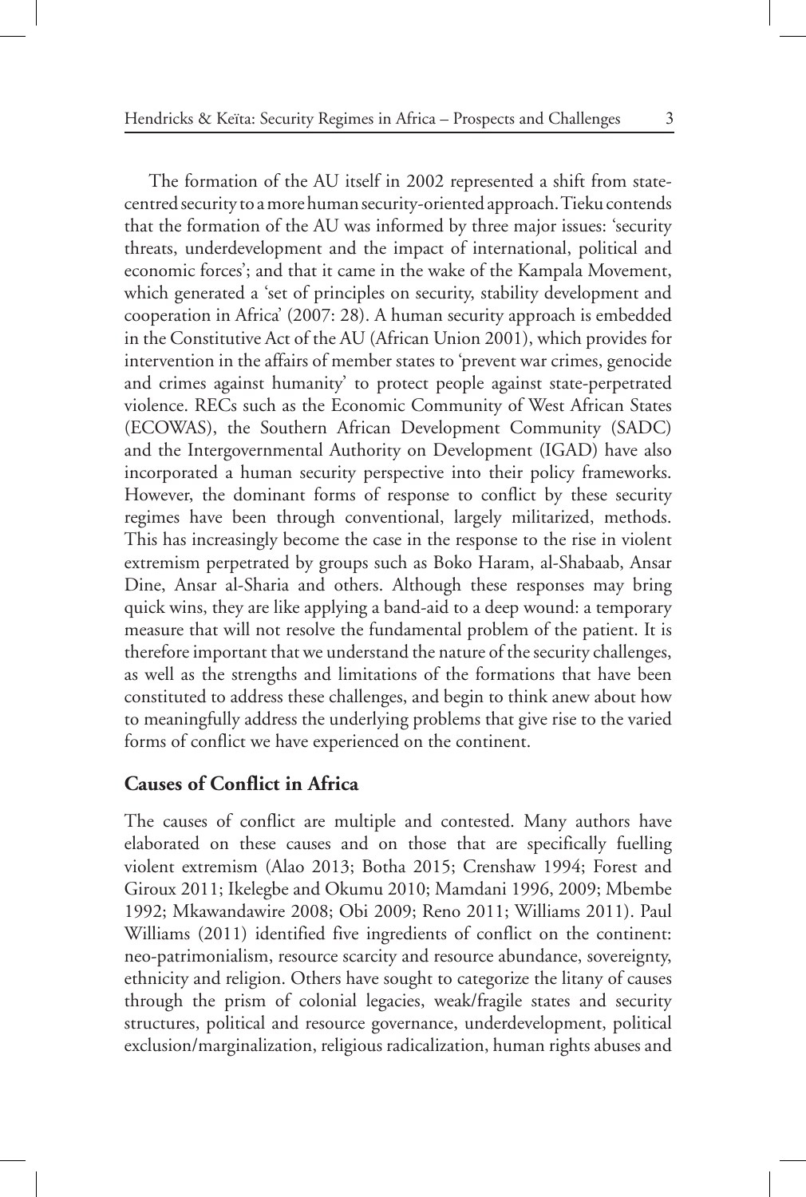The formation of the AU itself in 2002 represented a shift from state-centred security to a more human security-oriented approach. Tieku contends that the formation of the AU was informed by three major issues: 'security threats, underdevelopment and the impact of international, political and economic forces'; and that it came in the wake of the Kampala Movement, which generated a 'set of principles on security, stability development and cooperation in Africa' (2007: 28). A human security approach is embedded in the Constitutive Act of the AU (African Union 2001), which provides for intervention in the affairs of member states to 'prevent war crimes, genocide and crimes against humanity' to protect people against state-perpetrated violence. RECs such as the Economic Community of West African States (ECOWAS), the Southern African Development Community (SADC) and the Intergovernmental Authority on Development (IGAD) have also incorporated a human security perspective into their policy frameworks. However, the dominant forms of response to conflict by these security regimes have been through conventional, largely militarized, methods. This has increasingly become the case in the response to the rise in violent extremism perpetrated by groups such as Boko Haram, al-Shabaab, Ansar Dine, Ansar al-Sharia and others. Although these responses may bring quick wins, they are like applying a band-aid to a deep wound: a temporary measure that will not resolve the fundamental problem of the patient. It is therefore important that we understand the nature of the security challenges, as well as the strengths and limitations of the formations that have been constituted to address these challenges, and begin to think anew about how to meaningfully address the underlying problems that give rise to the varied forms of conflict we have experienced on the continent.

## Causes of Conflict in Africa

The causes of conflict are multiple and contested. Many authors have elaborated on these causes and on those that are specifically fuelling violent extremism (Alao 2013; Botha 2015; Crenshaw 1994; Forest and Giroux 2011; Ikelegbe and Okumu 2010; Mamdani 1996, 2009; Mbembe 1992; Mkawandawire 2008; Obi 2009; Reno 2011; Williams 2011). Paul Williams (2011) identified five ingredients of conflict on the continent: neo-patrimonialism, resource scarcity and resource abundance, sovereignty, ethnicity and religion. Others have sought to categorize the litany of causes through the prism of colonial legacies, weak/fragile states and security structures, political and resource governance, underdevelopment, political exclusion/marginalization, religious radicalization, human rights abuses and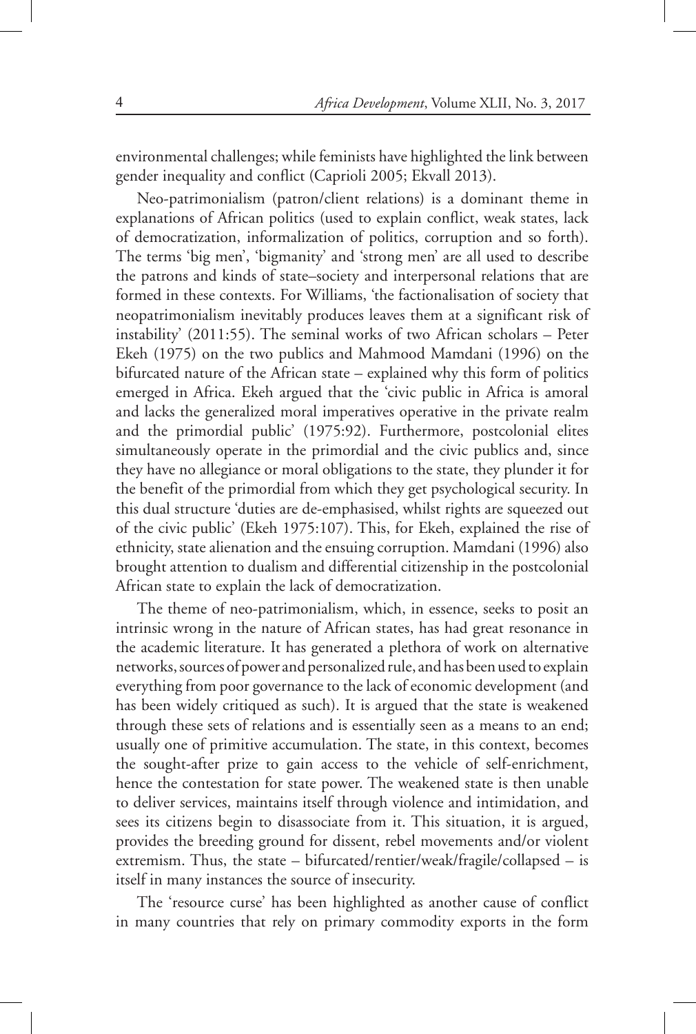environmental challenges; while feminists have highlighted the link between gender inequality and conflict (Caprioli 2005; Ekvall 2013).

Neo-patrimonialism (patron/client relations) is a dominant theme in explanations of African politics (used to explain conflict, weak states, lack of democratization, informalization of politics, corruption and so forth). The terms 'big men', 'bigmanity' and 'strong men' are all used to describe the patrons and kinds of state–society and interpersonal relations that are formed in these contexts. For Williams, 'the factionalisation of society that neopatrimonialism inevitably produces leaves them at a significant risk of instability' (2011:55). The seminal works of two African scholars – Peter Ekeh (1975) on the two publics and Mahmood Mamdani (1996) on the bifurcated nature of the African state – explained why this form of politics emerged in Africa. Ekeh argued that the 'civic public in Africa is amoral and lacks the generalized moral imperatives operative in the private realm and the primordial public' (1975:92). Furthermore, postcolonial elites simultaneously operate in the primordial and the civic publics and, since they have no allegiance or moral obligations to the state, they plunder it for the benefit of the primordial from which they get psychological security. In this dual structure 'duties are de-emphasised, whilst rights are squeezed out of the civic public' (Ekeh 1975:107). This, for Ekeh, explained the rise of ethnicity, state alienation and the ensuing corruption. Mamdani (1996) also brought attention to dualism and differential citizenship in the postcolonial African state to explain the lack of democratization.

The theme of neo-patrimonialism, which, in essence, seeks to posit an intrinsic wrong in the nature of African states, has had great resonance in the academic literature. It has generated a plethora of work on alternative networks, sources of power and personalized rule, and has been used to explain everything from poor governance to the lack of economic development (and has been widely critiqued as such). It is argued that the state is weakened through these sets of relations and is essentially seen as a means to an end; usually one of primitive accumulation. The state, in this context, becomes the sought-after prize to gain access to the vehicle of self-enrichment, hence the contestation for state power. The weakened state is then unable to deliver services, maintains itself through violence and intimidation, and sees its citizens begin to disassociate from it. This situation, it is argued, provides the breeding ground for dissent, rebel movements and/or violent extremism. Thus, the state – bifurcated/rentier/weak/fragile/collapsed – is itself in many instances the source of insecurity.

The 'resource curse' has been highlighted as another cause of conflict in many countries that rely on primary commodity exports in the form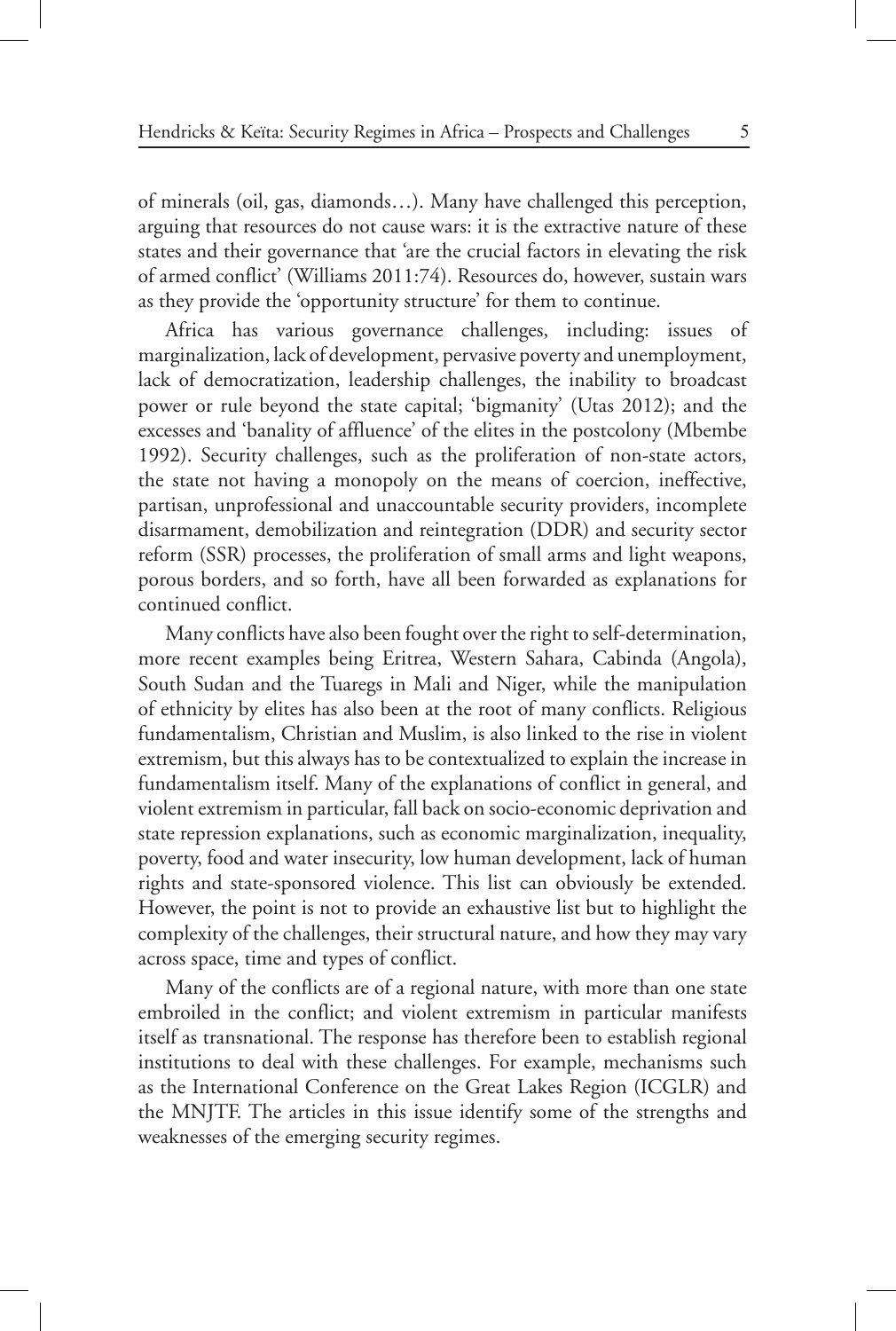of minerals (oil, gas, diamonds…). Many have challenged this perception, arguing that resources do not cause wars: it is the extractive nature of these states and their governance that 'are the crucial factors in elevating the risk of armed conflict' (Williams 2011:74). Resources do, however, sustain wars as they provide the 'opportunity structure' for them to continue.

Africa has various governance challenges, including: issues of marginalization, lack of development, pervasive poverty and unemployment, lack of democratization, leadership challenges, the inability to broadcast power or rule beyond the state capital; 'bigmanity' (Utas 2012); and the excesses and 'banality of affluence' of the elites in the postcolony (Mbembe 1992). Security challenges, such as the proliferation of non-state actors, the state not having a monopoly on the means of coercion, ineffective, partisan, unprofessional and unaccountable security providers, incomplete disarmament, demobilization and reintegration (DDR) and security sector reform (SSR) processes, the proliferation of small arms and light weapons, porous borders, and so forth, have all been forwarded as explanations for continued conflict.

Many conflicts have also been fought over the right to self-determination, more recent examples being Eritrea, Western Sahara, Cabinda (Angola), South Sudan and the Tuaregs in Mali and Niger, while the manipulation of ethnicity by elites has also been at the root of many conflicts. Religious fundamentalism, Christian and Muslim, is also linked to the rise in violent extremism, but this always has to be contextualized to explain the increase in fundamentalism itself. Many of the explanations of conflict in general, and violent extremism in particular, fall back on socio-economic deprivation and state repression explanations, such as economic marginalization, inequality, poverty, food and water insecurity, low human development, lack of human rights and state-sponsored violence. This list can obviously be extended. However, the point is not to provide an exhaustive list but to highlight the complexity of the challenges, their structural nature, and how they may vary across space, time and types of conflict.

Many of the conflicts are of a regional nature, with more than one state embroiled in the conflict; and violent extremism in particular manifests itself as transnational. The response has therefore been to establish regional institutions to deal with these challenges. For example, mechanisms such as the International Conference on the Great Lakes Region (ICGLR) and the MNJTF. The articles in this issue identify some of the strengths and weaknesses of the emerging security regimes.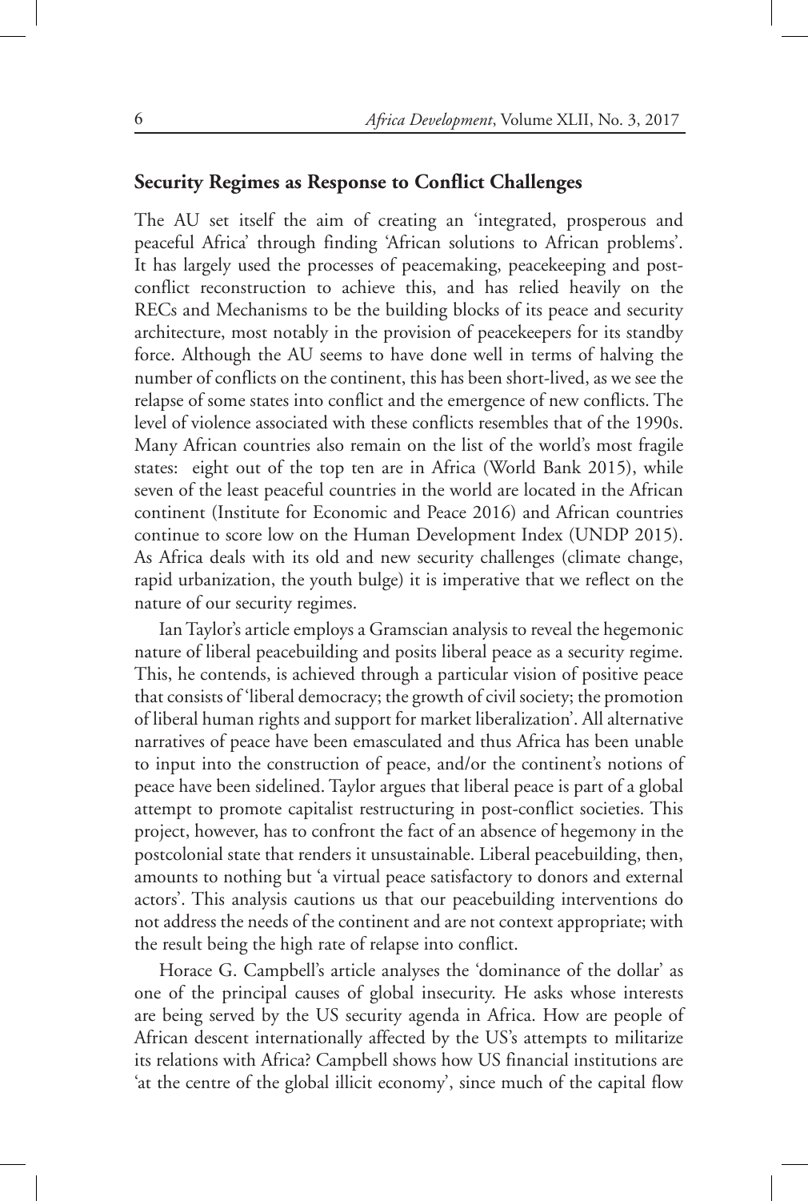## Security Regimes as Response to Conflict Challenges

The AU set itself the aim of creating an 'integrated, prosperous and peaceful Africa' through finding 'African solutions to African problems'. It has largely used the processes of peacemaking, peacekeeping and post-conflict reconstruction to achieve this, and has relied heavily on the RECs and Mechanisms to be the building blocks of its peace and security architecture, most notably in the provision of peacekeepers for its standby force. Although the AU seems to have done well in terms of halving the number of conflicts on the continent, this has been short-lived, as we see the relapse of some states into conflict and the emergence of new conflicts. The level of violence associated with these conflicts resembles that of the 1990s. Many African countries also remain on the list of the world's most fragile states: eight out of the top ten are in Africa (World Bank 2015), while seven of the least peaceful countries in the world are located in the African continent (Institute for Economic and Peace 2016) and African countries continue to score low on the Human Development Index (UNDP 2015). As Africa deals with its old and new security challenges (climate change, rapid urbanization, the youth bulge) it is imperative that we reflect on the nature of our security regimes.

Ian Taylor's article employs a Gramscian analysis to reveal the hegemonic nature of liberal peacebuilding and posits liberal peace as a security regime. This, he contends, is achieved through a particular vision of positive peace that consists of 'liberal democracy; the growth of civil society; the promotion of liberal human rights and support for market liberalization'. All alternative narratives of peace have been emasculated and thus Africa has been unable to input into the construction of peace, and/or the continent's notions of peace have been sidelined. Taylor argues that liberal peace is part of a global attempt to promote capitalist restructuring in post-conflict societies. This project, however, has to confront the fact of an absence of hegemony in the postcolonial state that renders it unsustainable. Liberal peacebuilding, then, amounts to nothing but 'a virtual peace satisfactory to donors and external actors'. This analysis cautions us that our peacebuilding interventions do not address the needs of the continent and are not context appropriate; with the result being the high rate of relapse into conflict.

Horace G. Campbell's article analyses the 'dominance of the dollar' as one of the principal causes of global insecurity. He asks whose interests are being served by the US security agenda in Africa. How are people of African descent internationally affected by the US's attempts to militarize its relations with Africa? Campbell shows how US financial institutions are 'at the centre of the global illicit economy', since much of the capital flow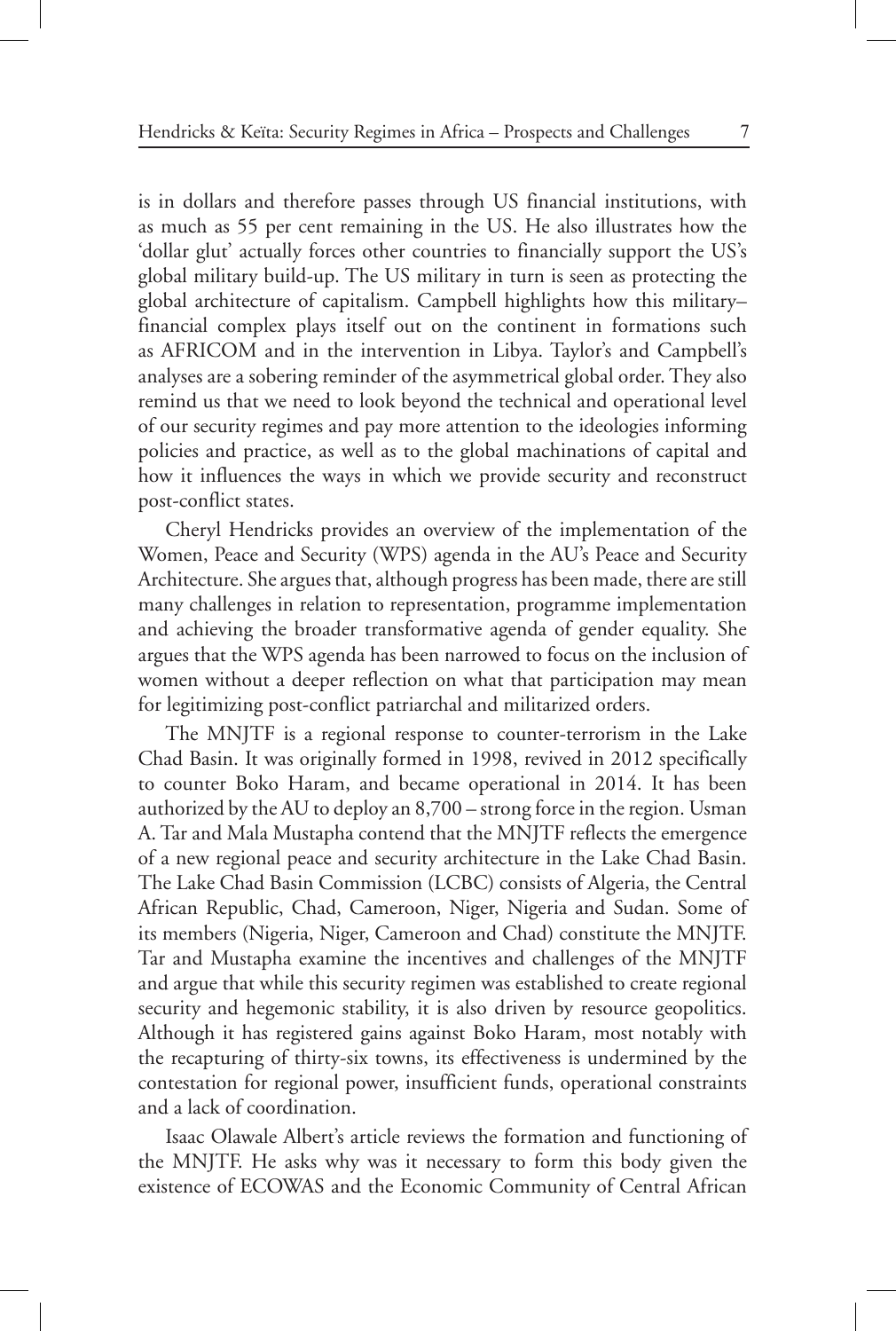is in dollars and therefore passes through US financial institutions, with as much as 55 per cent remaining in the US. He also illustrates how the 'dollar glut' actually forces other countries to financially support the US's global military build-up. The US military in turn is seen as protecting the global architecture of capitalism. Campbell highlights how this military–financial complex plays itself out on the continent in formations such as AFRICOM and in the intervention in Libya. Taylor's and Campbell's analyses are a sobering reminder of the asymmetrical global order. They also remind us that we need to look beyond the technical and operational level of our security regimes and pay more attention to the ideologies informing policies and practice, as well as to the global machinations of capital and how it influences the ways in which we provide security and reconstruct post-conflict states.

Cheryl Hendricks provides an overview of the implementation of the Women, Peace and Security (WPS) agenda in the AU's Peace and Security Architecture. She argues that, although progress has been made, there are still many challenges in relation to representation, programme implementation and achieving the broader transformative agenda of gender equality. She argues that the WPS agenda has been narrowed to focus on the inclusion of women without a deeper reflection on what that participation may mean for legitimizing post-conflict patriarchal and militarized orders.

The MNJTF is a regional response to counter-terrorism in the Lake Chad Basin. It was originally formed in 1998, revived in 2012 specifically to counter Boko Haram, and became operational in 2014. It has been authorized by the AU to deploy an 8,700 – strong force in the region. Usman A. Tar and Mala Mustapha contend that the MNJTF reflects the emergence of a new regional peace and security architecture in the Lake Chad Basin. The Lake Chad Basin Commission (LCBC) consists of Algeria, the Central African Republic, Chad, Cameroon, Niger, Nigeria and Sudan. Some of its members (Nigeria, Niger, Cameroon and Chad) constitute the MNJTF. Tar and Mustapha examine the incentives and challenges of the MNJTF and argue that while this security regimen was established to create regional security and hegemonic stability, it is also driven by resource geopolitics. Although it has registered gains against Boko Haram, most notably with the recapturing of thirty-six towns, its effectiveness is undermined by the contestation for regional power, insufficient funds, operational constraints and a lack of coordination.

Isaac Olawale Albert's article reviews the formation and functioning of the MNJTF. He asks why was it necessary to form this body given the existence of ECOWAS and the Economic Community of Central African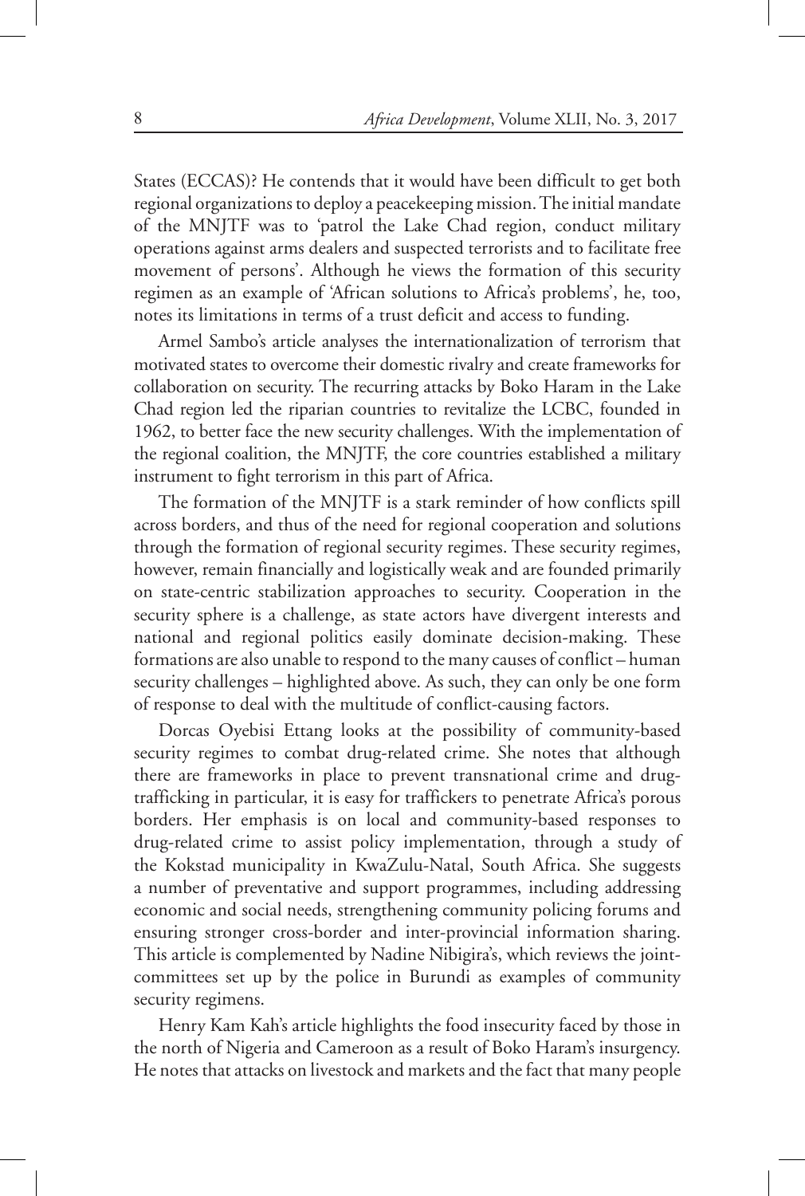States (ECCAS)? He contends that it would have been difficult to get both regional organizations to deploy a peacekeeping mission. The initial mandate of the MNJTF was to 'patrol the Lake Chad region, conduct military operations against arms dealers and suspected terrorists and to facilitate free movement of persons'. Although he views the formation of this security regimen as an example of 'African solutions to Africa's problems', he, too, notes its limitations in terms of a trust deficit and access to funding.

Armel Sambo's article analyses the internationalization of terrorism that motivated states to overcome their domestic rivalry and create frameworks for collaboration on security. The recurring attacks by Boko Haram in the Lake Chad region led the riparian countries to revitalize the LCBC, founded in 1962, to better face the new security challenges. With the implementation of the regional coalition, the MNJTF, the core countries established a military instrument to fight terrorism in this part of Africa.

The formation of the MNJTF is a stark reminder of how conflicts spill across borders, and thus of the need for regional cooperation and solutions through the formation of regional security regimes. These security regimes, however, remain financially and logistically weak and are founded primarily on state-centric stabilization approaches to security. Cooperation in the security sphere is a challenge, as state actors have divergent interests and national and regional politics easily dominate decision-making. These formations are also unable to respond to the many causes of conflict – human security challenges – highlighted above. As such, they can only be one form of response to deal with the multitude of conflict-causing factors.

Dorcas Oyebisi Ettang looks at the possibility of community-based security regimes to combat drug-related crime. She notes that although there are frameworks in place to prevent transnational crime and drug-trafficking in particular, it is easy for traffickers to penetrate Africa's porous borders. Her emphasis is on local and community-based responses to drug-related crime to assist policy implementation, through a study of the Kokstad municipality in KwaZulu-Natal, South Africa. She suggests a number of preventative and support programmes, including addressing economic and social needs, strengthening community policing forums and ensuring stronger cross-border and inter-provincial information sharing. This article is complemented by Nadine Nibigira's, which reviews the joint-committees set up by the police in Burundi as examples of community security regimens.

Henry Kam Kah's article highlights the food insecurity faced by those in the north of Nigeria and Cameroon as a result of Boko Haram's insurgency. He notes that attacks on livestock and markets and the fact that many people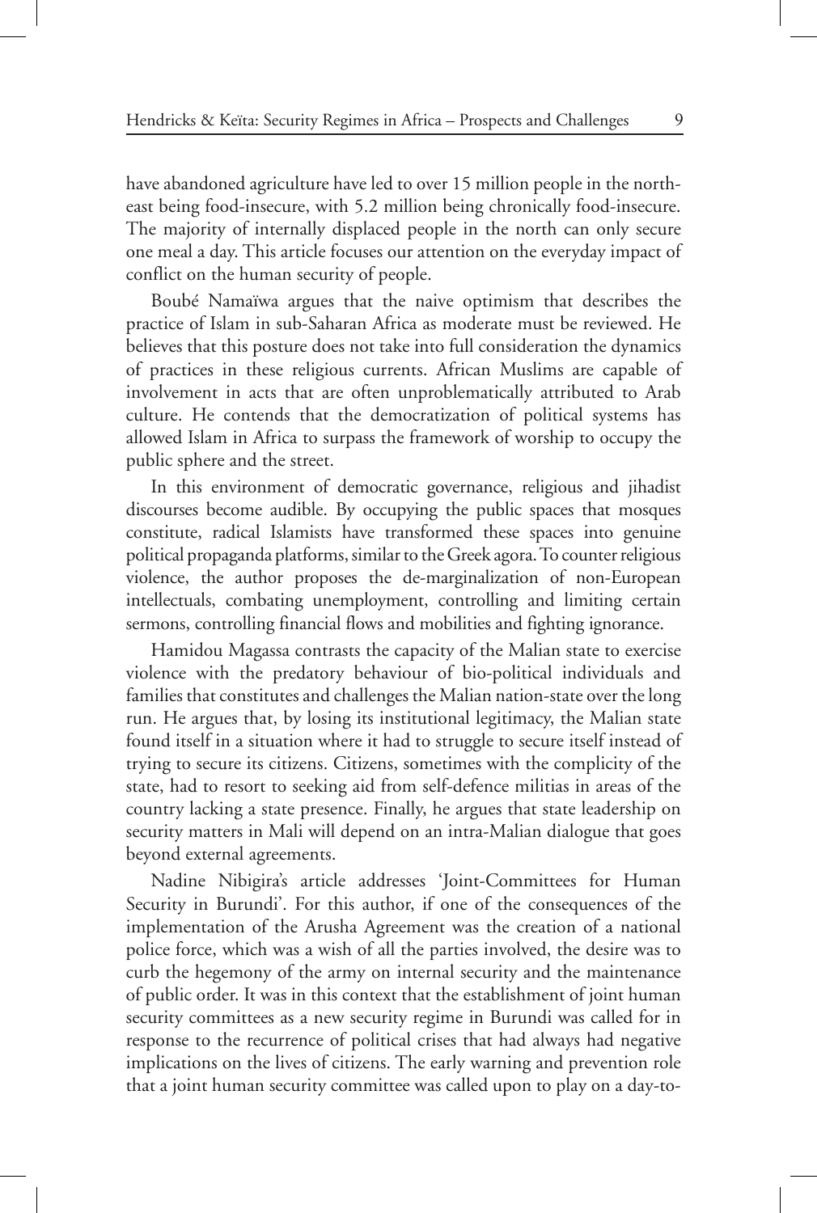have abandoned agriculture have led to over 15 million people in the north-east being food-insecure, with 5.2 million being chronically food-insecure. The majority of internally displaced people in the north can only secure one meal a day. This article focuses our attention on the everyday impact of conflict on the human security of people.

Boubé Namaïwa argues that the naive optimism that describes the practice of Islam in sub-Saharan Africa as moderate must be reviewed. He believes that this posture does not take into full consideration the dynamics of practices in these religious currents. African Muslims are capable of involvement in acts that are often unproblematically attributed to Arab culture. He contends that the democratization of political systems has allowed Islam in Africa to surpass the framework of worship to occupy the public sphere and the street.

In this environment of democratic governance, religious and jihadist discourses become audible. By occupying the public spaces that mosques constitute, radical Islamists have transformed these spaces into genuine political propaganda platforms, similar to the Greek agora. To counter religious violence, the author proposes the de-marginalization of non-European intellectuals, combating unemployment, controlling and limiting certain sermons, controlling financial flows and mobilities and fighting ignorance.

Hamidou Magassa contrasts the capacity of the Malian state to exercise violence with the predatory behaviour of bio-political individuals and families that constitutes and challenges the Malian nation-state over the long run. He argues that, by losing its institutional legitimacy, the Malian state found itself in a situation where it had to struggle to secure itself instead of trying to secure its citizens. Citizens, sometimes with the complicity of the state, had to resort to seeking aid from self-defence militias in areas of the country lacking a state presence. Finally, he argues that state leadership on security matters in Mali will depend on an intra-Malian dialogue that goes beyond external agreements.

Nadine Nibigira's article addresses 'Joint-Committees for Human Security in Burundi'. For this author, if one of the consequences of the implementation of the Arusha Agreement was the creation of a national police force, which was a wish of all the parties involved, the desire was to curb the hegemony of the army on internal security and the maintenance of public order. It was in this context that the establishment of joint human security committees as a new security regime in Burundi was called for in response to the recurrence of political crises that had always had negative implications on the lives of citizens. The early warning and prevention role that a joint human security committee was called upon to play on a day-to-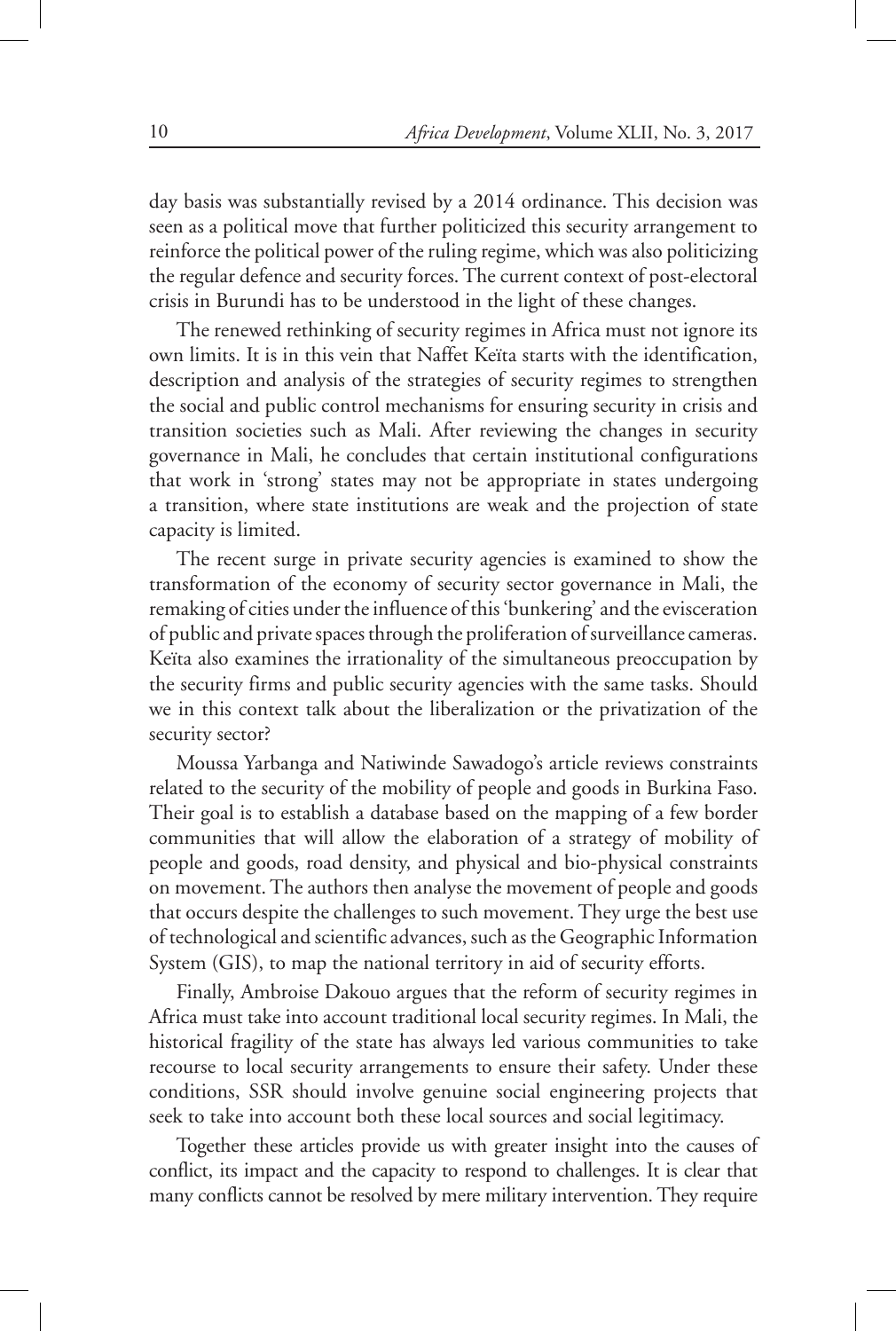day basis was substantially revised by a 2014 ordinance. This decision was seen as a political move that further politicized this security arrangement to reinforce the political power of the ruling regime, which was also politicizing the regular defence and security forces. The current context of post-electoral crisis in Burundi has to be understood in the light of these changes.

The renewed rethinking of security regimes in Africa must not ignore its own limits. It is in this vein that Naffet Keïta starts with the identification, description and analysis of the strategies of security regimes to strengthen the social and public control mechanisms for ensuring security in crisis and transition societies such as Mali. After reviewing the changes in security governance in Mali, he concludes that certain institutional configurations that work in 'strong' states may not be appropriate in states undergoing a transition, where state institutions are weak and the projection of state capacity is limited.

The recent surge in private security agencies is examined to show the transformation of the economy of security sector governance in Mali, the remaking of cities under the influence of this 'bunkering' and the evisceration of public and private spaces through the proliferation of surveillance cameras. Keïta also examines the irrationality of the simultaneous preoccupation by the security firms and public security agencies with the same tasks. Should we in this context talk about the liberalization or the privatization of the security sector?

Moussa Yarbanga and Natiwinde Sawadogo's article reviews constraints related to the security of the mobility of people and goods in Burkina Faso. Their goal is to establish a database based on the mapping of a few border communities that will allow the elaboration of a strategy of mobility of people and goods, road density, and physical and bio-physical constraints on movement. The authors then analyse the movement of people and goods that occurs despite the challenges to such movement. They urge the best use of technological and scientific advances, such as the Geographic Information System (GIS), to map the national territory in aid of security efforts.

Finally, Ambroise Dakouo argues that the reform of security regimes in Africa must take into account traditional local security regimes. In Mali, the historical fragility of the state has always led various communities to take recourse to local security arrangements to ensure their safety. Under these conditions, SSR should involve genuine social engineering projects that seek to take into account both these local sources and social legitimacy.

Together these articles provide us with greater insight into the causes of conflict, its impact and the capacity to respond to challenges. It is clear that many conflicts cannot be resolved by mere military intervention. They require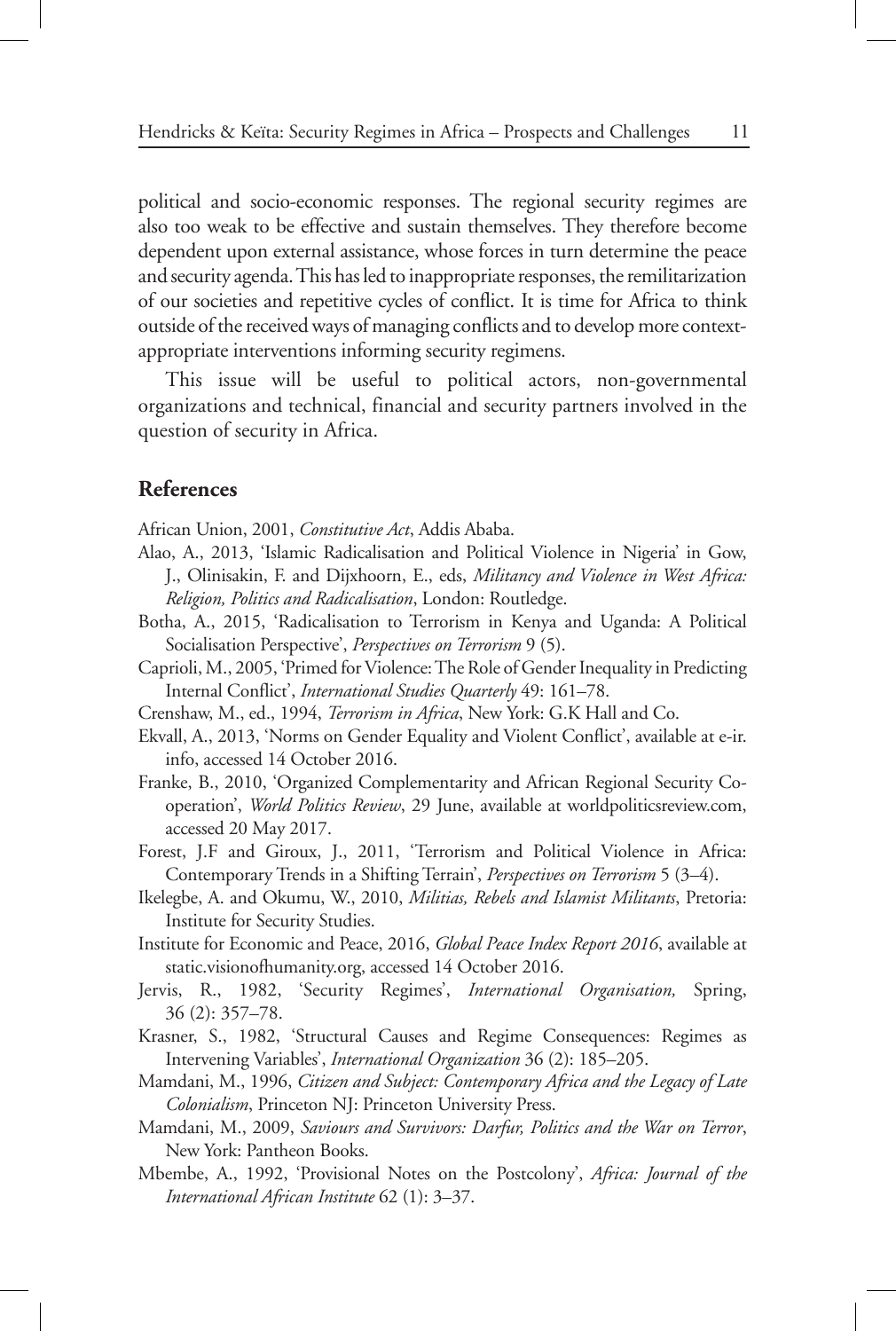political and socio-economic responses. The regional security regimes are also too weak to be effective and sustain themselves. They therefore become dependent upon external assistance, whose forces in turn determine the peace and security agenda. This has led to inappropriate responses, the remilitarization of our societies and repetitive cycles of conflict. It is time for Africa to think outside of the received ways of managing conflicts and to develop more context-appropriate interventions informing security regimens.

This issue will be useful to political actors, non-governmental organizations and technical, financial and security partners involved in the question of security in Africa.

## References

African Union, 2001, *Constitutive Act*, Addis Ababa.

Alao, A., 2013, 'Islamic Radicalisation and Political Violence in Nigeria' in Gow, J., Olinisakin, F. and Dijxhoorn, E., eds, *Militancy and Violence in West Africa: Religion, Politics and Radicalisation*, London: Routledge.

Botha, A., 2015, 'Radicalisation to Terrorism in Kenya and Uganda: A Political Socialisation Perspective', *Perspectives on Terrorism* 9 (5).

Caprioli, M., 2005, 'Primed for Violence: The Role of Gender Inequality in Predicting Internal Conflict', *International Studies Quarterly* 49: 161–78.

Crenshaw, M., ed., 1994, *Terrorism in Africa*, New York: G.K Hall and Co.

Ekvall, A., 2013, 'Norms on Gender Equality and Violent Conflict', available at e-ir.info, accessed 14 October 2016.

Franke, B., 2010, 'Organized Complementarity and African Regional Security Co-operation', *World Politics Review*, 29 June, available at worldpoliticsreview.com, accessed 20 May 2017.

Forest, J.F and Giroux, J., 2011, 'Terrorism and Political Violence in Africa: Contemporary Trends in a Shifting Terrain', *Perspectives on Terrorism* 5 (3–4).

Ikelegbe, A. and Okumu, W., 2010, *Militias, Rebels and Islamist Militants*, Pretoria: Institute for Security Studies.

Institute for Economic and Peace, 2016, *Global Peace Index Report 2016*, available at static.visionofhumanity.org, accessed 14 October 2016.

Jervis, R., 1982, 'Security Regimes', *International Organisation,* Spring, 36 (2): 357–78.

Krasner, S., 1982, 'Structural Causes and Regime Consequences: Regimes as Intervening Variables', *International Organization* 36 (2): 185–205.

Mamdani, M., 1996, *Citizen and Subject: Contemporary Africa and the Legacy of Late Colonialism*, Princeton NJ: Princeton University Press.

Mamdani, M., 2009, *Saviours and Survivors: Darfur, Politics and the War on Terror*, New York: Pantheon Books.

Mbembe, A., 1992, 'Provisional Notes on the Postcolony', *Africa: Journal of the International African Institute* 62 (1): 3–37.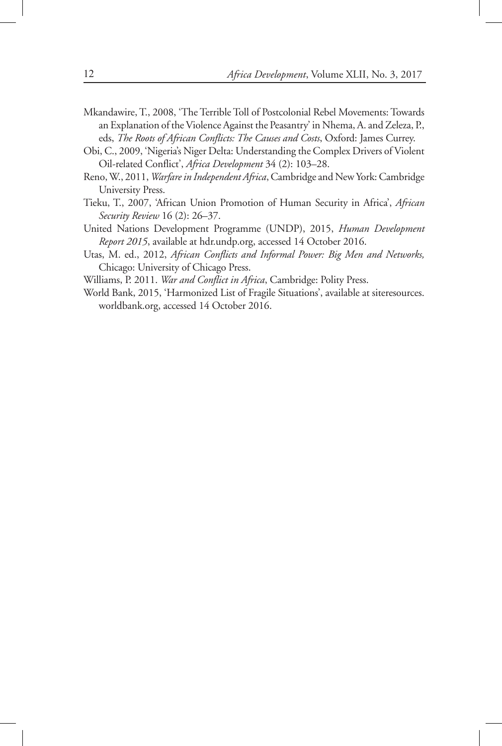Mkandawire, T., 2008, 'The Terrible Toll of Postcolonial Rebel Movements: Towards an Explanation of the Violence Against the Peasantry' in Nhema, A. and Zeleza, P., eds, *The Roots of African Conflicts: The Causes and Costs*, Oxford: James Currey.

Obi, C., 2009, 'Nigeria's Niger Delta: Understanding the Complex Drivers of Violent Oil-related Conflict', *Africa Development* 34 (2): 103–28.

Reno, W., 2011, *Warfare in Independent Africa*, Cambridge and New York: Cambridge University Press.

Tieku, T., 2007, 'African Union Promotion of Human Security in Africa', *African Security Review* 16 (2): 26–37.

United Nations Development Programme (UNDP), 2015, *Human Development Report 2015*, available at hdr.undp.org, accessed 14 October 2016.

Utas, M. ed., 2012, *African Conflicts and Informal Power: Big Men and Networks,* Chicago: University of Chicago Press.

Williams, P. 2011. *War and Conflict in Africa*, Cambridge: Polity Press.

World Bank, 2015, 'Harmonized List of Fragile Situations', available at siteresources.worldbank.org, accessed 14 October 2016.